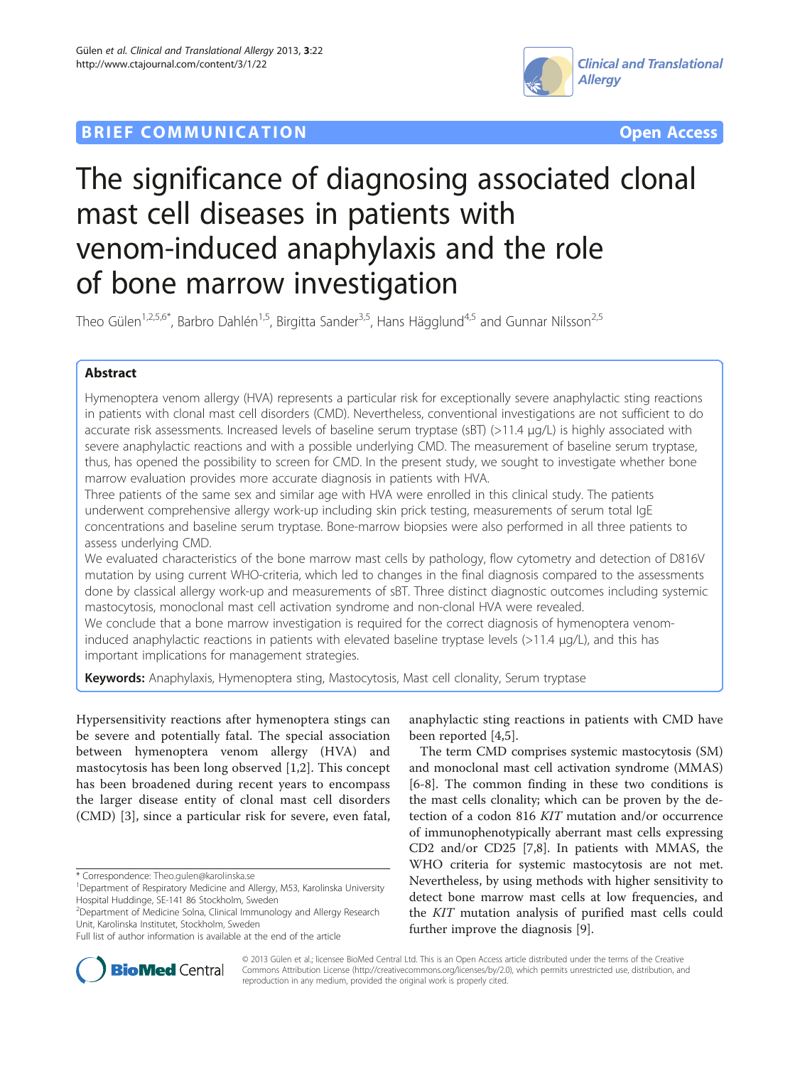BRIEF COMMUNICATION

Open Access

# The significance of diagnosing associated clonal mast cell diseases in patients with venom-induced anaphylaxis and the role of bone marrow investigation

Theo Gülen[1,2,5,6*], Barbro Dahlén[1,5], Birgitta Sander[3,5], Hans Hägglund[4,5] and Gunnar Nilsson[2,5]

## Abstract

Hymenoptera venom allergy (HVA) represents a particular risk for exceptionally severe anaphylactic sting reactions in patients with clonal mast cell disorders (CMD). Nevertheless, conventional investigations are not sufficient to do accurate risk assessments. Increased levels of baseline serum tryptase (sBT) (>11.4 μg/L) is highly associated with severe anaphylactic reactions and with a possible underlying CMD. The measurement of baseline serum tryptase, thus, has opened the possibility to screen for CMD. In the present study, we sought to investigate whether bone marrow evaluation provides more accurate diagnosis in patients with HVA.

Three patients of the same sex and similar age with HVA were enrolled in this clinical study. The patients underwent comprehensive allergy work-up including skin prick testing, measurements of serum total IgE concentrations and baseline serum tryptase. Bone-marrow biopsies were also performed in all three patients to assess underlying CMD.

We evaluated characteristics of the bone marrow mast cells by pathology, flow cytometry and detection of D816V mutation by using current WHO-criteria, which led to changes in the final diagnosis compared to the assessments done by classical allergy work-up and measurements of sBT. Three distinct diagnostic outcomes including systemic mastocytosis, monoclonal mast cell activation syndrome and non-clonal HVA were revealed.

We conclude that a bone marrow investigation is required for the correct diagnosis of hymenoptera venom-induced anaphylactic reactions in patients with elevated baseline tryptase levels (>11.4 μg/L), and this has important implications for management strategies.

**Keywords:** Anaphylaxis, Hymenoptera sting, Mastocytosis, Mast cell clonality, Serum tryptase

Hypersensitivity reactions after hymenoptera stings can be severe and potentially fatal. The special association between hymenoptera venom allergy (HVA) and mastocytosis has been long observed [1,2]. This concept has been broadened during recent years to encompass the larger disease entity of clonal mast cell disorders (CMD) [3], since a particular risk for severe, even fatal, anaphylactic sting reactions in patients with CMD have been reported [4,5].

The term CMD comprises systemic mastocytosis (SM) and monoclonal mast cell activation syndrome (MMAS) [6-8]. The common finding in these two conditions is the mast cells clonality; which can be proven by the detection of a codon 816 *KIT* mutation and/or occurrence of immunophenotypically aberrant mast cells expressing CD2 and/or CD25 [7,8]. In patients with MMAS, the WHO criteria for systemic mastocytosis are not met. Nevertheless, by using methods with higher sensitivity to detect bone marrow mast cells at low frequencies, and the *KIT* mutation analysis of purified mast cells could further improve the diagnosis [9].

\* Correspondence: Theo.gulen@karolinska.se

[1]Department of Respiratory Medicine and Allergy, M53, Karolinska University Hospital Huddinge, SE-141 86 Stockholm, Sweden

[2]Department of Medicine Solna, Clinical Immunology and Allergy Research Unit, Karolinska Institutet, Stockholm, Sweden

Full list of author information is available at the end of the article

© 2013 Gülen et al.; licensee BioMed Central Ltd. This is an Open Access article distributed under the terms of the Creative Commons Attribution License (http://creativecommons.org/licenses/by/2.0), which permits unrestricted use, distribution, and reproduction in any medium, provided the original work is properly cited.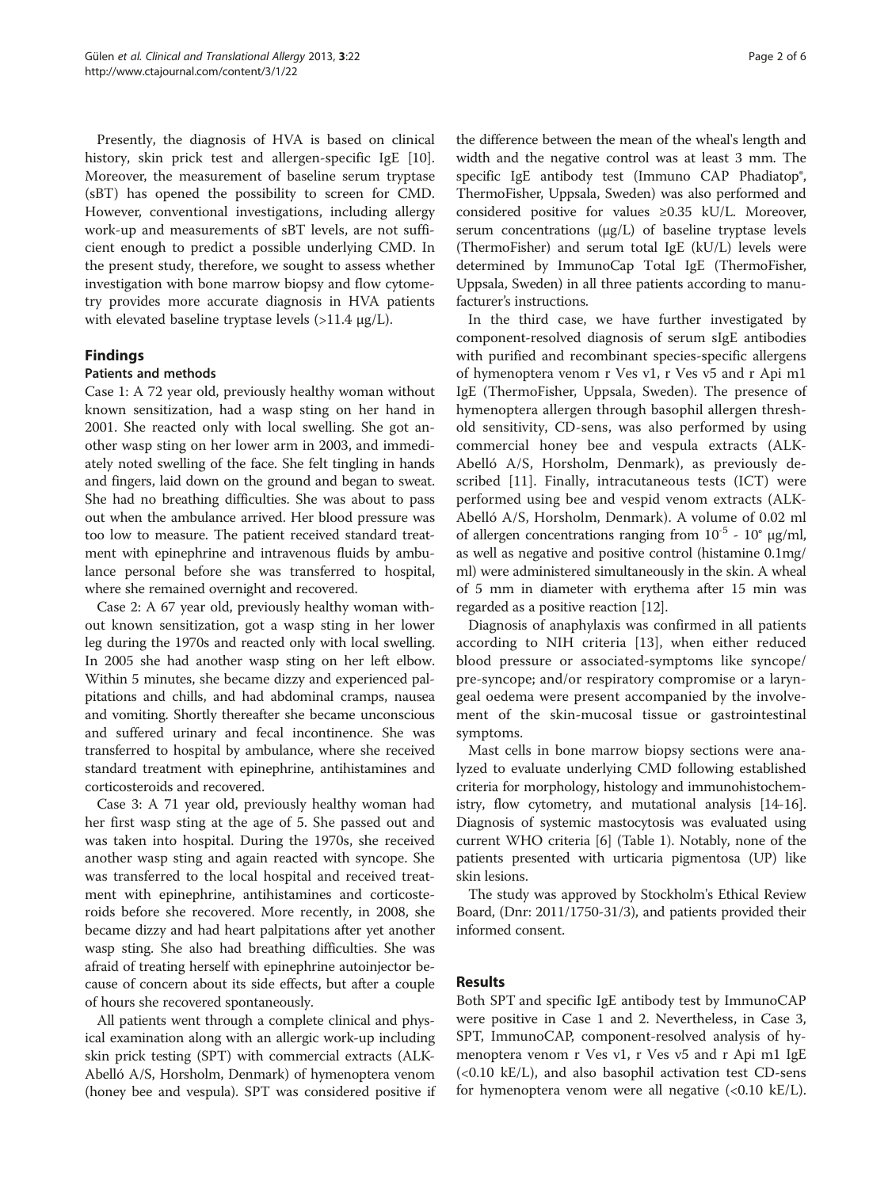Presently, the diagnosis of HVA is based on clinical history, skin prick test and allergen-specific IgE [10]. Moreover, the measurement of baseline serum tryptase (sBT) has opened the possibility to screen for CMD. However, conventional investigations, including allergy work-up and measurements of sBT levels, are not sufficient enough to predict a possible underlying CMD. In the present study, therefore, we sought to assess whether investigation with bone marrow biopsy and flow cytometry provides more accurate diagnosis in HVA patients with elevated baseline tryptase levels (>11.4 μg/L).

## Findings

### Patients and methods

Case 1: A 72 year old, previously healthy woman without known sensitization, had a wasp sting on her hand in 2001. She reacted only with local swelling. She got another wasp sting on her lower arm in 2003, and immediately noted swelling of the face. She felt tingling in hands and fingers, laid down on the ground and began to sweat. She had no breathing difficulties. She was about to pass out when the ambulance arrived. Her blood pressure was too low to measure. The patient received standard treatment with epinephrine and intravenous fluids by ambulance personal before she was transferred to hospital, where she remained overnight and recovered.

Case 2: A 67 year old, previously healthy woman without known sensitization, got a wasp sting in her lower leg during the 1970s and reacted only with local swelling. In 2005 she had another wasp sting on her left elbow. Within 5 minutes, she became dizzy and experienced palpitations and chills, and had abdominal cramps, nausea and vomiting. Shortly thereafter she became unconscious and suffered urinary and fecal incontinence. She was transferred to hospital by ambulance, where she received standard treatment with epinephrine, antihistamines and corticosteroids and recovered.

Case 3: A 71 year old, previously healthy woman had her first wasp sting at the age of 5. She passed out and was taken into hospital. During the 1970s, she received another wasp sting and again reacted with syncope. She was transferred to the local hospital and received treatment with epinephrine, antihistamines and corticosteroids before she recovered. More recently, in 2008, she became dizzy and had heart palpitations after yet another wasp sting. She also had breathing difficulties. She was afraid of treating herself with epinephrine autoinjector because of concern about its side effects, but after a couple of hours she recovered spontaneously.

All patients went through a complete clinical and physical examination along with an allergic work-up including skin prick testing (SPT) with commercial extracts (ALK-Abelló A/S, Horsholm, Denmark) of hymenoptera venom (honey bee and vespula). SPT was considered positive if the difference between the mean of the wheal's length and width and the negative control was at least 3 mm. The specific IgE antibody test (Immuno CAP Phadiatop®, ThermoFisher, Uppsala, Sweden) was also performed and considered positive for values ≥0.35 kU/L. Moreover, serum concentrations (μg/L) of baseline tryptase levels (ThermoFisher) and serum total IgE (kU/L) levels were determined by ImmunoCap Total IgE (ThermoFisher, Uppsala, Sweden) in all three patients according to manufacturer's instructions.

In the third case, we have further investigated by component-resolved diagnosis of serum sIgE antibodies with purified and recombinant species-specific allergens of hymenoptera venom r Ves v1, r Ves v5 and r Api m1 IgE (ThermoFisher, Uppsala, Sweden). The presence of hymenoptera allergen through basophil allergen threshold sensitivity, CD-sens, was also performed by using commercial honey bee and vespula extracts (ALK-Abelló A/S, Horsholm, Denmark), as previously described [11]. Finally, intracutaneous tests (ICT) were performed using bee and vespid venom extracts (ALK-Abelló A/S, Horsholm, Denmark). A volume of 0.02 ml of allergen concentrations ranging from $10^{-5}$ - $10^{\circ}$ μg/ml, as well as negative and positive control (histamine 0.1mg/ml) were administered simultaneously in the skin. A wheal of 5 mm in diameter with erythema after 15 min was regarded as a positive reaction [12].

Diagnosis of anaphylaxis was confirmed in all patients according to NIH criteria [13], when either reduced blood pressure or associated-symptoms like syncope/pre-syncope; and/or respiratory compromise or a laryngeal oedema were present accompanied by the involvement of the skin-mucosal tissue or gastrointestinal symptoms.

Mast cells in bone marrow biopsy sections were analyzed to evaluate underlying CMD following established criteria for morphology, histology and immunohistochemistry, flow cytometry, and mutational analysis [14-16]. Diagnosis of systemic mastocytosis was evaluated using current WHO criteria [6] (Table 1). Notably, none of the patients presented with urticaria pigmentosa (UP) like skin lesions.

The study was approved by Stockholm's Ethical Review Board, (Dnr: 2011/1750-31/3), and patients provided their informed consent.

## Results

Both SPT and specific IgE antibody test by ImmunoCAP were positive in Case 1 and 2. Nevertheless, in Case 3, SPT, ImmunoCAP, component-resolved analysis of hymenoptera venom r Ves v1, r Ves v5 and r Api m1 IgE (<0.10 kE/L), and also basophil activation test CD-sens for hymenoptera venom were all negative (<0.10 kE/L).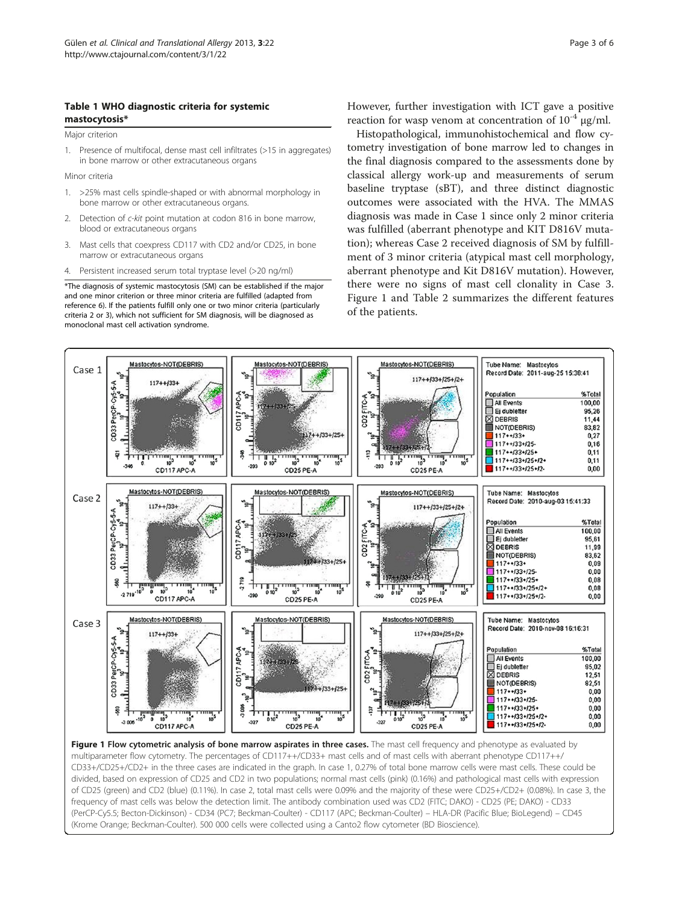**Table 1 WHO diagnostic criteria for systemic mastocytosis***

Major criterion

1. Presence of multifocal, dense mast cell infiltrates (>15 in aggregates) in bone marrow or other extracutaneous organs

Minor criteria

1. >25% mast cells spindle-shaped or with abnormal morphology in bone marrow or other extracutaneous organs.
2. Detection of *c-kit* point mutation at codon 816 in bone marrow, blood or extracutaneous organs
3. Mast cells that coexpress CD117 with CD2 and/or CD25, in bone marrow or extracutaneous organs
4. Persistent increased serum total tryptase level (>20 ng/ml)

*The diagnosis of systemic mastocytosis (SM) can be established if the major and one minor criterion or three minor criteria are fulfilled (adapted from reference 6). If the patients fulfill only one or two minor criteria (particularly criteria 2 or 3), which not sufficient for SM diagnosis, will be diagnosed as monoclonal mast cell activation syndrome.

However, further investigation with ICT gave a positive reaction for wasp venom at concentration of $10^{-4}$ μg/ml.

Histopathological, immunohistochemical and flow cytometry investigation of bone marrow led to changes in the final diagnosis compared to the assessments done by classical allergy work-up and measurements of serum baseline tryptase (sBT), and three distinct diagnostic outcomes were associated with the HVA. The MMAS diagnosis was made in Case 1 since only 2 minor criteria was fulfilled (aberrant phenotype and KIT D816V mutation); whereas Case 2 received diagnosis of SM by fulfillment of 3 minor criteria (atypical mast cell morphology, aberrant phenotype and Kit D816V mutation). However, there were no signs of mast cell clonality in Case 3. Figure 1 and Table 2 summarizes the different features of the patients.

**Figure 1 Flow cytometric analysis of bone marrow aspirates in three cases.** The mast cell frequency and phenotype as evaluated by multiparameter flow cytometry. The percentages of CD117++/CD33+ mast cells and of mast cells with aberrant phenotype CD117++/CD33+/CD25+/CD2+ in the three cases are indicated in the graph. In case 1, 0.27% of total bone marrow cells were mast cells. These could be divided, based on expression of CD25 and CD2 in two populations; normal mast cells (pink) (0.16%) and pathological mast cells with expression of CD25 (green) and CD2 (blue) (0.11%). In case 2, total mast cells were 0.09% and the majority of these were CD25+/CD2+ (0.08%). In case 3, the frequency of mast cells was below the detection limit. The antibody combination used was CD2 (FITC; DAKO) - CD25 (PE; DAKO) - CD33 (PerCP-Cy5.5; Becton-Dickinson) - CD34 (PC7; Beckman-Coulter) - CD117 (APC; Beckman-Coulter) – HLA-DR (Pacific Blue; BioLegend) – CD45 (Krome Orange; Beckman-Coulter). 500 000 cells were collected using a Canto2 flow cytometer (BD Bioscience).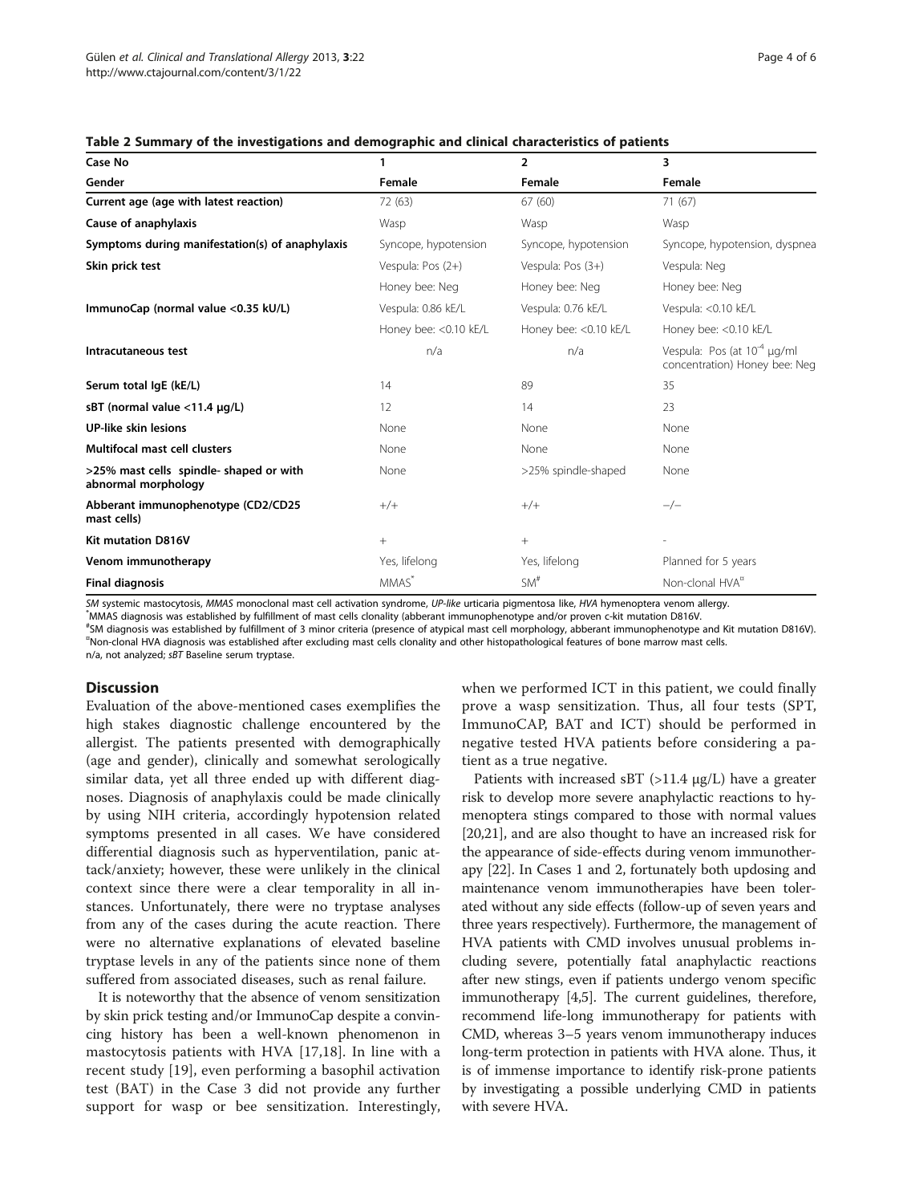**Table 2 Summary of the investigations and demographic and clinical characteristics of patients**

| Case No | 1 | 2 | 3 |
|---|---|---|---|
| Gender | Female | Female | Female |
| Current age (age with latest reaction) | 72 (63) | 67 (60) | 71 (67) |
| Cause of anaphylaxis | Wasp | Wasp | Wasp |
| Symptoms during manifestation(s) of anaphylaxis | Syncope, hypotension | Syncope, hypotension | Syncope, hypotension, dyspnea |
| Skin prick test | Vespula: Pos (2+) | Vespula: Pos (3+) | Vespula: Neg |
| | Honey bee: Neg | Honey bee: Neg | Honey bee: Neg |
| ImmunoCap (normal value <0.35 kU/L) | Vespula: 0.86 kE/L | Vespula: 0.76 kE/L | Vespula: <0.10 kE/L |
| | Honey bee: <0.10 kE/L | Honey bee: <0.10 kE/L | Honey bee: <0.10 kE/L |
| Intracutaneous test | n/a | n/a | Vespula: Pos (at $10^{-4}$ μg/ml concentration) Honey bee: Neg |
| Serum total IgE (kE/L) | 14 | 89 | 35 |
| sBT (normal value <11.4 μg/L) | 12 | 14 | 23 |
| UP-like skin lesions | None | None | None |
| Multifocal mast cell clusters | None | None | None |
| >25% mast cells spindle- shaped or with abnormal morphology | None | >25% spindle-shaped | None |
| Abberant immunophenotype (CD2/CD25 mast cells) | +/+ | +/+ | −/− |
| Kit mutation D816V | + | + | - |
| Venom immunotherapy | Yes, lifelong | Yes, lifelong | Planned for 5 years |
| Final diagnosis | MMAS* | SM# | Non-clonal HVA¤ |

*SM* systemic mastocytosis, *MMAS* monoclonal mast cell activation syndrome, *UP-like* urticaria pigmentosa like, *HVA* hymenoptera venom allergy.
*MMAS diagnosis was established by fulfillment of mast cells clonality (abberant immunophenotype and/or proven c-kit mutation D816V.
#SM diagnosis was established by fulfillment of 3 minor criteria (presence of atypical mast cell morphology, abberant immunophenotype and Kit mutation D816V).
¤Non-clonal HVA diagnosis was established after excluding mast cells clonality and other histopathological features of bone marrow mast cells.
n/a, not analyzed; *sBT* Baseline serum tryptase.

## Discussion

Evaluation of the above-mentioned cases exemplifies the high stakes diagnostic challenge encountered by the allergist. The patients presented with demographically (age and gender), clinically and somewhat serologically similar data, yet all three ended up with different diagnoses. Diagnosis of anaphylaxis could be made clinically by using NIH criteria, accordingly hypotension related symptoms presented in all cases. We have considered differential diagnosis such as hyperventilation, panic attack/anxiety; however, these were unlikely in the clinical context since there were a clear temporality in all instances. Unfortunately, there were no tryptase analyses from any of the cases during the acute reaction. There were no alternative explanations of elevated baseline tryptase levels in any of the patients since none of them suffered from associated diseases, such as renal failure.

It is noteworthy that the absence of venom sensitization by skin prick testing and/or ImmunoCap despite a convincing history has been a well-known phenomenon in mastocytosis patients with HVA [17,18]. In line with a recent study [19], even performing a basophil activation test (BAT) in the Case 3 did not provide any further support for wasp or bee sensitization. Interestingly, when we performed ICT in this patient, we could finally prove a wasp sensitization. Thus, all four tests (SPT, ImmunoCAP, BAT and ICT) should be performed in negative tested HVA patients before considering a patient as a true negative.

Patients with increased sBT (>11.4 μg/L) have a greater risk to develop more severe anaphylactic reactions to hymenoptera stings compared to those with normal values [20,21], and are also thought to have an increased risk for the appearance of side-effects during venom immunotherapy [22]. In Cases 1 and 2, fortunately both updosing and maintenance venom immunotherapies have been tolerated without any side effects (follow-up of seven years and three years respectively). Furthermore, the management of HVA patients with CMD involves unusual problems including severe, potentially fatal anaphylactic reactions after new stings, even if patients undergo venom specific immunotherapy [4,5]. The current guidelines, therefore, recommend life-long immunotherapy for patients with CMD, whereas 3–5 years venom immunotherapy induces long-term protection in patients with HVA alone. Thus, it is of immense importance to identify risk-prone patients by investigating a possible underlying CMD in patients with severe HVA.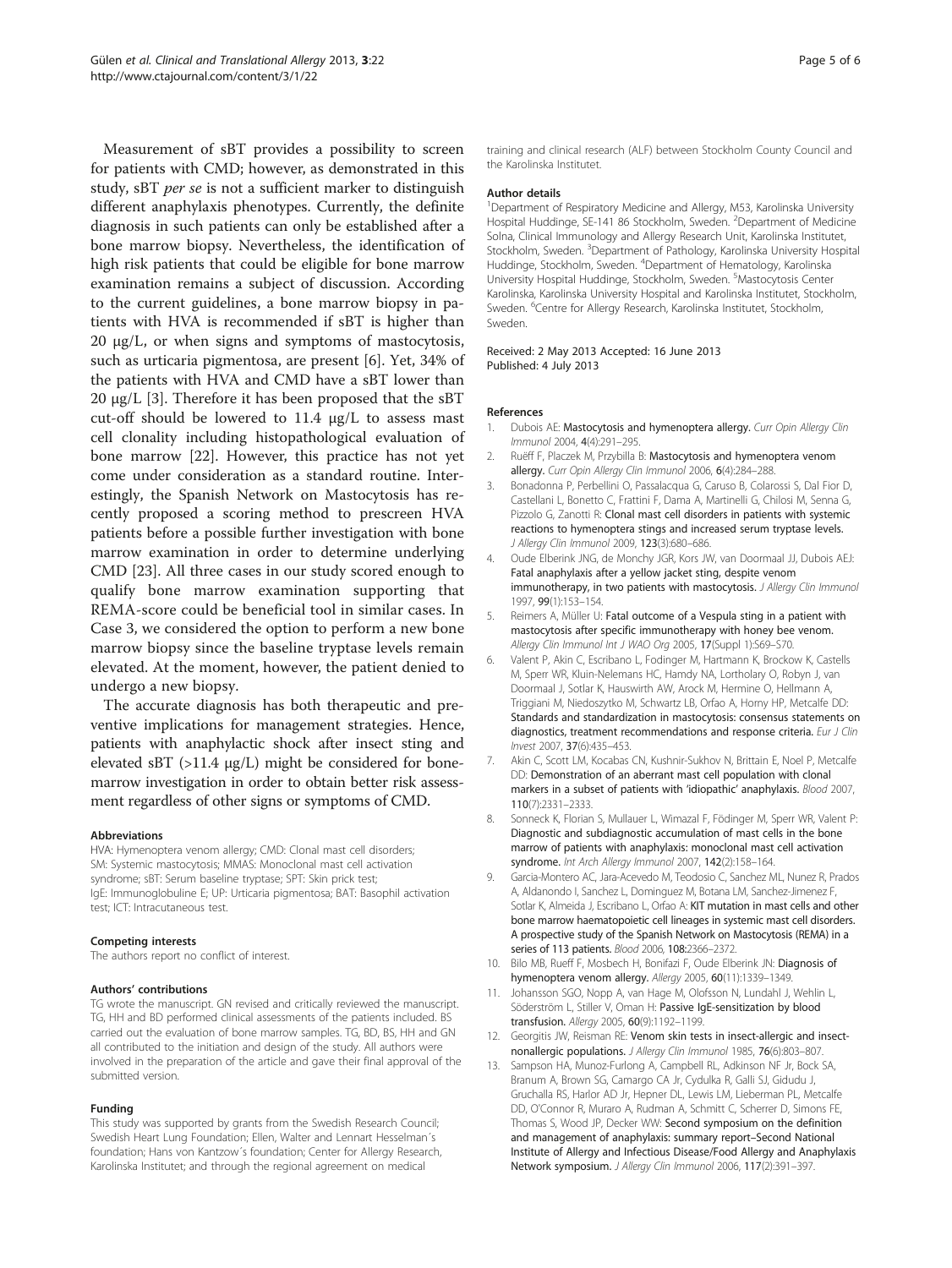Measurement of sBT provides a possibility to screen for patients with CMD; however, as demonstrated in this study, sBT *per se* is not a sufficient marker to distinguish different anaphylaxis phenotypes. Currently, the definite diagnosis in such patients can only be established after a bone marrow biopsy. Nevertheless, the identification of high risk patients that could be eligible for bone marrow examination remains a subject of discussion. According to the current guidelines, a bone marrow biopsy in patients with HVA is recommended if sBT is higher than 20 μg/L, or when signs and symptoms of mastocytosis, such as urticaria pigmentosa, are present [6]. Yet, 34% of the patients with HVA and CMD have a sBT lower than 20 μg/L [3]. Therefore it has been proposed that the sBT cut-off should be lowered to 11.4 μg/L to assess mast cell clonality including histopathological evaluation of bone marrow [22]. However, this practice has not yet come under consideration as a standard routine. Interestingly, the Spanish Network on Mastocytosis has recently proposed a scoring method to prescreen HVA patients before a possible further investigation with bone marrow examination in order to determine underlying CMD [23]. All three cases in our study scored enough to qualify bone marrow examination supporting that REMA-score could be beneficial tool in similar cases. In Case 3, we considered the option to perform a new bone marrow biopsy since the baseline tryptase levels remain elevated. At the moment, however, the patient denied to undergo a new biopsy.

The accurate diagnosis has both therapeutic and preventive implications for management strategies. Hence, patients with anaphylactic shock after insect sting and elevated sBT (>11.4 μg/L) might be considered for bone-marrow investigation in order to obtain better risk assessment regardless of other signs or symptoms of CMD.

#### Abbreviations

HVA: Hymenoptera venom allergy; CMD: Clonal mast cell disorders; SM: Systemic mastocytosis; MMAS: Monoclonal mast cell activation syndrome; sBT: Serum baseline tryptase; SPT: Skin prick test; IgE: Immunoglobuline E; UP: Urticaria pigmentosa; BAT: Basophil activation test; ICT: Intracutaneous test.

#### Competing interests

The authors report no conflict of interest.

#### Authors' contributions

TG wrote the manuscript. GN revised and critically reviewed the manuscript. TG, HH and BD performed clinical assessments of the patients included. BS carried out the evaluation of bone marrow samples. TG, BD, BS, HH and GN all contributed to the initiation and design of the study. All authors were involved in the preparation of the article and gave their final approval of the submitted version.

#### Funding

This study was supported by grants from the Swedish Research Council; Swedish Heart Lung Foundation; Ellen, Walter and Lennart Hesselman´s foundation; Hans von Kantzow´s foundation; Center for Allergy Research, Karolinska Institutet; and through the regional agreement on medical training and clinical research (ALF) between Stockholm County Council and the Karolinska Institutet.

#### Author details

[1]Department of Respiratory Medicine and Allergy, M53, Karolinska University Hospital Huddinge, SE-141 86 Stockholm, Sweden. [2]Department of Medicine Solna, Clinical Immunology and Allergy Research Unit, Karolinska Institutet, Stockholm, Sweden. [3]Department of Pathology, Karolinska University Hospital Huddinge, Stockholm, Sweden. [4]Department of Hematology, Karolinska University Hospital Huddinge, Stockholm, Sweden. [5]Mastocytosis Center Karolinska, Karolinska University Hospital and Karolinska Institutet, Stockholm, Sweden. [6]Centre for Allergy Research, Karolinska Institutet, Stockholm, Sweden.

Received: 2 May 2013 Accepted: 16 June 2013
Published: 4 July 2013

#### References

1. Dubois AE: **Mastocytosis and hymenoptera allergy.** *Curr Opin Allergy Clin Immunol* 2004, **4**(4):291–295.
2. Ruëff F, Placzek M, Przybilla B: **Mastocytosis and hymenoptera venom allergy.** *Curr Opin Allergy Clin Immunol* 2006, **6**(4):284–288.
3. Bonadonna P, Perbellini O, Passalacqua G, Caruso B, Colarossi S, Dal Fior D, Castellani L, Bonetto C, Frattini F, Dama A, Martinelli G, Chilosi M, Senna G, Pizzolo G, Zanotti R: **Clonal mast cell disorders in patients with systemic reactions to hymenoptera stings and increased serum tryptase levels.** *J Allergy Clin Immunol* 2009, **123**(3):680–686.
4. Oude Elberink JNG, de Monchy JGR, Kors JW, van Doormaal JJ, Dubois AEJ: **Fatal anaphylaxis after a yellow jacket sting, despite venom immunotherapy, in two patients with mastocytosis.** *J Allergy Clin Immunol* 1997, **99**(1):153–154.
5. Reimers A, Müller U: **Fatal outcome of a Vespula sting in a patient with mastocytosis after specific immunotherapy with honey bee venom.** *Allergy Clin Immunol Int J WAO Org* 2005, **17**(Suppl 1):S69–S70.
6. Valent P, Akin C, Escribano L, Fodinger M, Hartmann K, Brockow K, Castells M, Sperr WR, Kluin-Nelemans HC, Hamdy NA, Lortholary O, Robyn J, van Doormaal J, Sotlar K, Hauswirth AW, Arock M, Hermine O, Hellmann A, Triggiani M, Niedoszytko M, Schwartz LB, Orfao A, Horny HP, Metcalfe DD: **Standards and standardization in mastocytosis: consensus statements on diagnostics, treatment recommendations and response criteria.** *Eur J Clin Invest* 2007, **37**(6):435–453.
7. Akin C, Scott LM, Kocabas CN, Kushnir-Sukhov N, Brittain E, Noel P, Metcalfe DD: **Demonstration of an aberrant mast cell population with clonal markers in a subset of patients with 'idiopathic' anaphylaxis.** *Blood* 2007, **110**(7):2331–2333.
8. Sonneck K, Florian S, Mullauer L, Wimazal F, Födinger M, Sperr WR, Valent P: **Diagnostic and subdiagnostic accumulation of mast cells in the bone marrow of patients with anaphylaxis: monoclonal mast cell activation syndrome.** *Int Arch Allergy Immunol* 2007, **142**(2):158–164.
9. Garcia-Montero AC, Jara-Acevedo M, Teodosio C, Sanchez ML, Nunez R, Prados A, Aldanondo I, Sanchez L, Dominguez M, Botana LM, Sanchez-Jimenez F, Sotlar K, Almeida J, Escribano L, Orfao A: **KIT mutation in mast cells and other bone marrow haematopoietic cell lineages in systemic mast cell disorders. A prospective study of the Spanish Network on Mastocytosis (REMA) in a series of 113 patients.** *Blood* 2006, **108**:2366–2372.
10. Bilo MB, Rueff F, Mosbech H, Bonifazi F, Oude Elberink JN: **Diagnosis of hymenoptera venom allergy.** *Allergy* 2005, **60**(11):1339–1349.
11. Johansson SGO, Nopp A, van Hage M, Olofsson N, Lundahl J, Wehlin L, Söderström L, Stiller V, Oman H: **Passive IgE-sensitization by blood transfusion.** *Allergy* 2005, **60**(9):1192–1199.
12. Georgitis JW, Reisman RE: **Venom skin tests in insect-allergic and insect-nonallergic populations.** *J Allergy Clin Immunol* 1985, **76**(6):803–807.
13. Sampson HA, Munoz-Furlong A, Campbell RL, Adkinson NF Jr, Bock SA, Branum A, Brown SG, Camargo CA Jr, Cydulka R, Galli SJ, Gidudu J, Gruchalla RS, Harlor AD Jr, Hepner DL, Lewis LM, Lieberman PL, Metcalfe DD, O'Connor R, Muraro A, Rudman A, Schmitt C, Scherrer D, Simons FE, Thomas S, Wood JP, Decker WW: **Second symposium on the definition and management of anaphylaxis: summary report–Second National Institute of Allergy and Infectious Disease/Food Allergy and Anaphylaxis Network symposium.** *J Allergy Clin Immunol* 2006, **117**(2):391–397.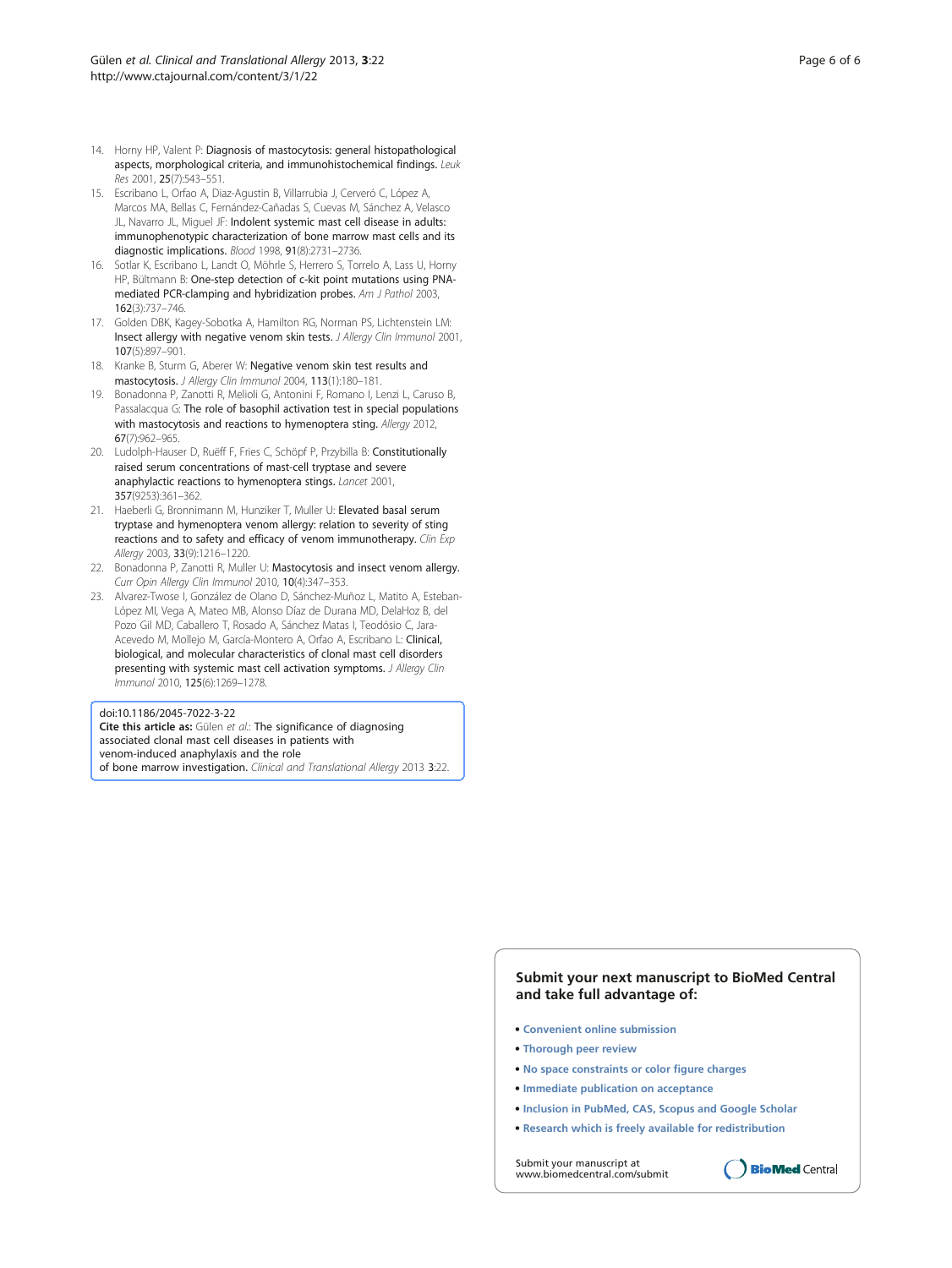14. Horny HP, Valent P: **Diagnosis of mastocytosis: general histopathological aspects, morphological criteria, and immunohistochemical findings.** *Leuk Res* 2001, **25**(7):543–551.
15. Escribano L, Orfao A, Diaz-Agustin B, Villarrubia J, Cerveró C, López A, Marcos MA, Bellas C, Fernández-Cañadas S, Cuevas M, Sánchez A, Velasco JL, Navarro JL, Miguel JF: **Indolent systemic mast cell disease in adults: immunophenotypic characterization of bone marrow mast cells and its diagnostic implications.** *Blood* 1998, **91**(8):2731–2736.
16. Sotlar K, Escribano L, Landt O, Möhrle S, Herrero S, Torrelo A, Lass U, Horny HP, Bültmann B: **One-step detection of c-kit point mutations using PNA-mediated PCR-clamping and hybridization probes.** *Am J Pathol* 2003, **162**(3):737–746.
17. Golden DBK, Kagey-Sobotka A, Hamilton RG, Norman PS, Lichtenstein LM: **Insect allergy with negative venom skin tests.** *J Allergy Clin Immunol* 2001, **107**(5):897–901.
18. Kranke B, Sturm G, Aberer W: **Negative venom skin test results and mastocytosis.** *J Allergy Clin Immunol* 2004, **113**(1):180–181.
19. Bonadonna P, Zanotti R, Melioli G, Antonini F, Romano I, Lenzi L, Caruso B, Passalacqua G: **The role of basophil activation test in special populations with mastocytosis and reactions to hymenoptera sting.** *Allergy* 2012, **67**(7):962–965.
20. Ludolph-Hauser D, Rueff F, Fries C, Schöpf P, Przybilla B: **Constitutionally raised serum concentrations of mast-cell tryptase and severe anaphylactic reactions to hymenoptera stings.** *Lancet* 2001, **357**(9253):361–362.
21. Haeberli G, Bronnimann M, Hunziker T, Muller U: **Elevated basal serum tryptase and hymenoptera venom allergy: relation to severity of sting reactions and to safety and efficacy of venom immunotherapy.** *Clin Exp Allergy* 2003, **33**(9):1216–1220.
22. Bonadonna P, Zanotti R, Muller U: **Mastocytosis and insect venom allergy.** *Curr Opin Allergy Clin Immunol* 2010, **10**(4):347–353.
23. Alvarez-Twose I, González de Olano D, Sánchez-Muñoz L, Matito A, Esteban-López MI, Vega A, Mateo MB, Alonso Díaz de Durana MD, DelaHoz B, del Pozo Gil MD, Caballero T, Rosado A, Sánchez Matas I, Teodósio C, Jara-Acevedo M, Mollejo M, García-Montero A, Orfao A, Escribano L: **Clinical, biological, and molecular characteristics of clonal mast cell disorders presenting with systemic mast cell activation symptoms.** *J Allergy Clin Immunol* 2010, **125**(6):1269–1278.

doi:10.1186/2045-7022-3-22

**Cite this article as:** Gülen *et al.*: The significance of diagnosing associated clonal mast cell diseases in patients with venom-induced anaphylaxis and the role of bone marrow investigation. *Clinical and Translational Allergy* 2013 **3**:22.

**Submit your next manuscript to BioMed Central and take full advantage of:**

- Convenient online submission
- Thorough peer review
- No space constraints or color figure charges
- Immediate publication on acceptance
- Inclusion in PubMed, CAS, Scopus and Google Scholar
- Research which is freely available for redistribution

Submit your manuscript at www.biomedcentral.com/submit

BioMed Central